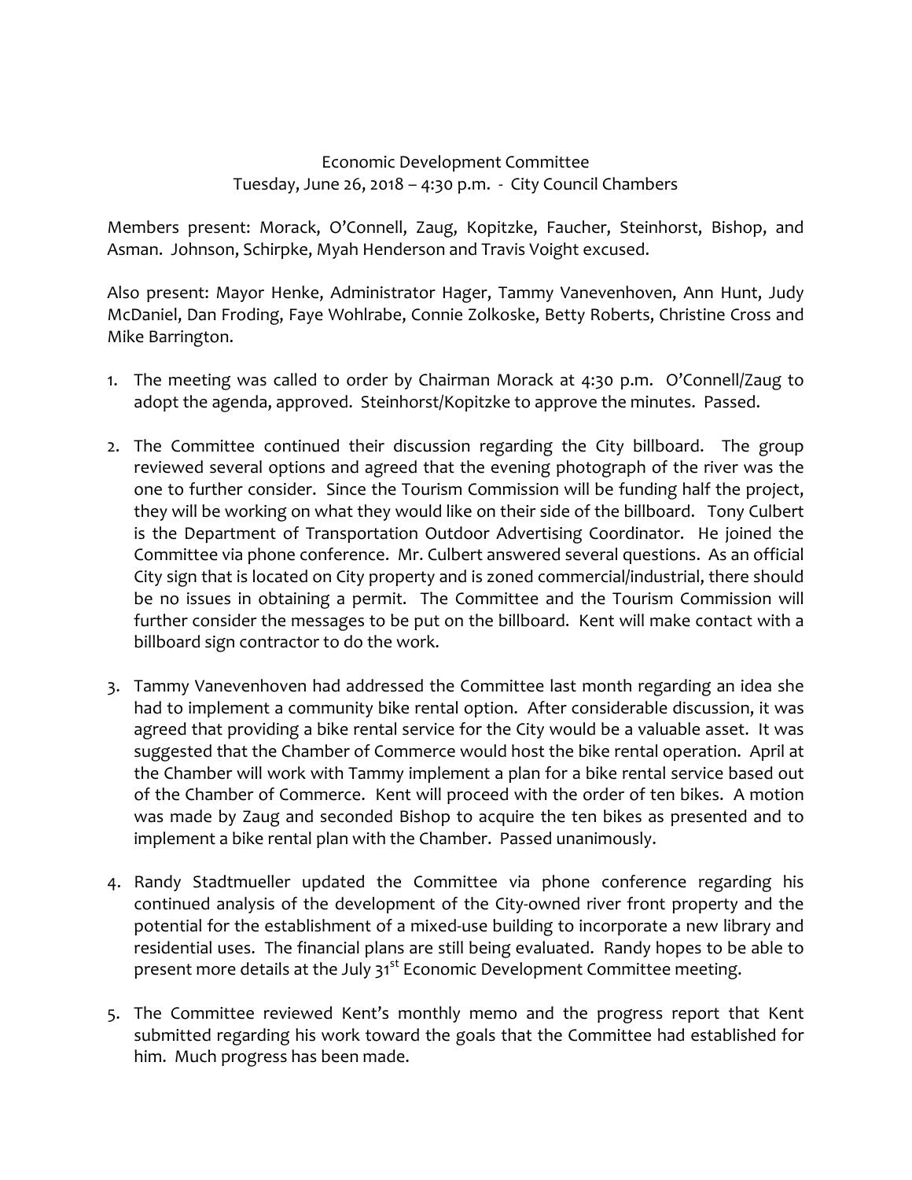Economic Development Committee
Tuesday, June 26, 2018 – 4:30 p.m. - City Council Chambers

Members present: Morack, O'Connell, Zaug, Kopitzke, Faucher, Steinhorst, Bishop, and Asman. Johnson, Schirpke, Myah Henderson and Travis Voight excused.

Also present: Mayor Henke, Administrator Hager, Tammy Vanevenhoven, Ann Hunt, Judy McDaniel, Dan Froding, Faye Wohlrabe, Connie Zolkoske, Betty Roberts, Christine Cross and Mike Barrington.

1. The meeting was called to order by Chairman Morack at 4:30 p.m. O'Connell/Zaug to adopt the agenda, approved. Steinhorst/Kopitzke to approve the minutes. Passed.

2. The Committee continued their discussion regarding the City billboard. The group reviewed several options and agreed that the evening photograph of the river was the one to further consider. Since the Tourism Commission will be funding half the project, they will be working on what they would like on their side of the billboard. Tony Culbert is the Department of Transportation Outdoor Advertising Coordinator. He joined the Committee via phone conference. Mr. Culbert answered several questions. As an official City sign that is located on City property and is zoned commercial/industrial, there should be no issues in obtaining a permit. The Committee and the Tourism Commission will further consider the messages to be put on the billboard. Kent will make contact with a billboard sign contractor to do the work.

3. Tammy Vanevenhoven had addressed the Committee last month regarding an idea she had to implement a community bike rental option. After considerable discussion, it was agreed that providing a bike rental service for the City would be a valuable asset. It was suggested that the Chamber of Commerce would host the bike rental operation. April at the Chamber will work with Tammy implement a plan for a bike rental service based out of the Chamber of Commerce. Kent will proceed with the order of ten bikes. A motion was made by Zaug and seconded Bishop to acquire the ten bikes as presented and to implement a bike rental plan with the Chamber. Passed unanimously.

4. Randy Stadtmueller updated the Committee via phone conference regarding his continued analysis of the development of the City-owned river front property and the potential for the establishment of a mixed-use building to incorporate a new library and residential uses. The financial plans are still being evaluated. Randy hopes to be able to present more details at the July 31st Economic Development Committee meeting.

5. The Committee reviewed Kent's monthly memo and the progress report that Kent submitted regarding his work toward the goals that the Committee had established for him. Much progress has been made.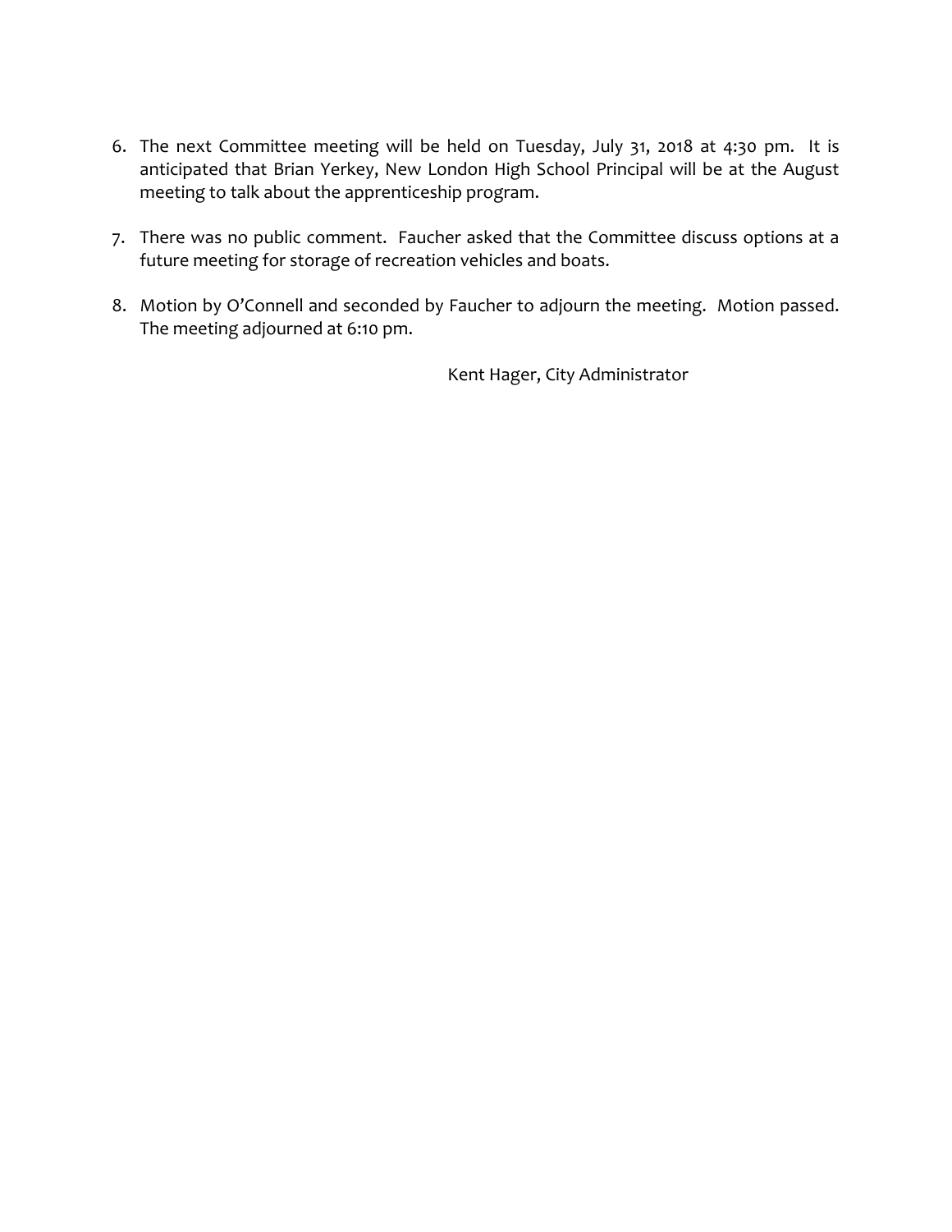6. The next Committee meeting will be held on Tuesday, July 31, 2018 at 4:30 pm. It is anticipated that Brian Yerkey, New London High School Principal will be at the August meeting to talk about the apprenticeship program.

7. There was no public comment. Faucher asked that the Committee discuss options at a future meeting for storage of recreation vehicles and boats.

8. Motion by O'Connell and seconded by Faucher to adjourn the meeting. Motion passed. The meeting adjourned at 6:10 pm.

Kent Hager, City Administrator